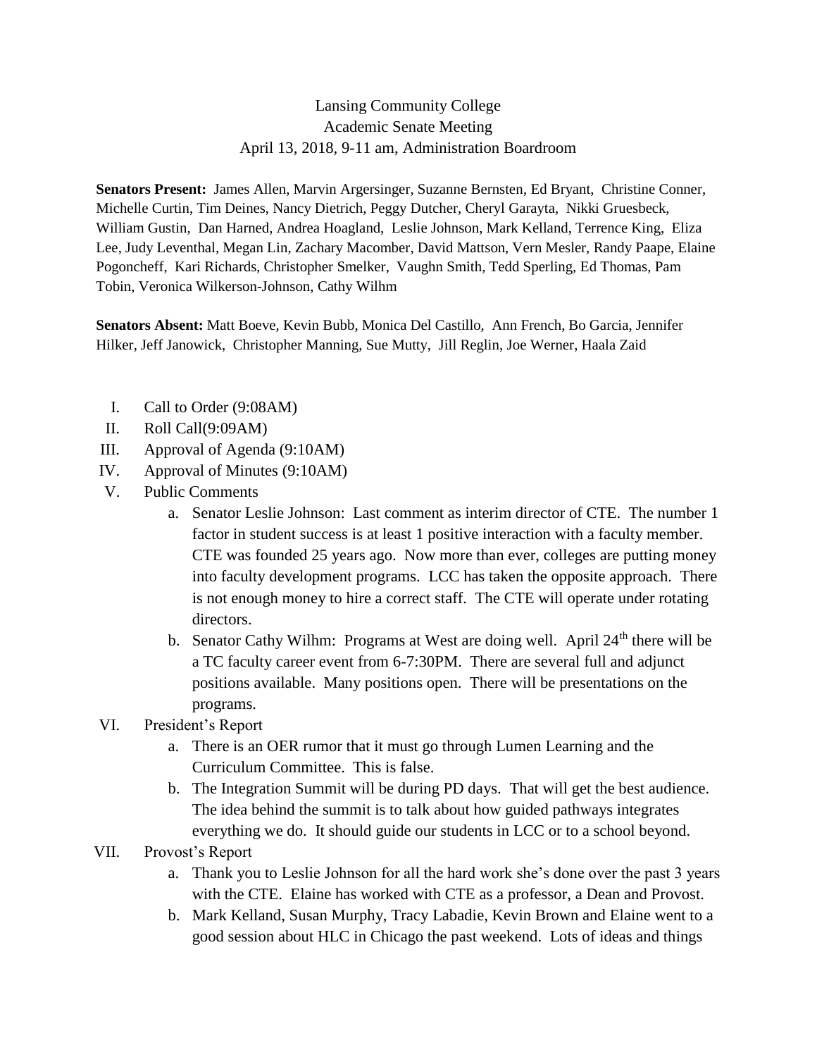# Lansing Community College
## Academic Senate Meeting
### April 13, 2018, 9-11 am, Administration Boardroom

**Senators Present:** James Allen, Marvin Argersinger, Suzanne Bernsten, Ed Bryant, Christine Conner, Michelle Curtin, Tim Deines, Nancy Dietrich, Peggy Dutcher, Cheryl Garayta, Nikki Gruesbeck, William Gustin, Dan Harned, Andrea Hoagland, Leslie Johnson, Mark Kelland, Terrence King, Eliza Lee, Judy Leventhal, Megan Lin, Zachary Macomber, David Mattson, Vern Mesler, Randy Paape, Elaine Pogoncheff, Kari Richards, Christopher Smelker, Vaughn Smith, Tedd Sperling, Ed Thomas, Pam Tobin, Veronica Wilkerson-Johnson, Cathy Wilhm

**Senators Absent:** Matt Boeve, Kevin Bubb, Monica Del Castillo, Ann French, Bo Garcia, Jennifer Hilker, Jeff Janowick, Christopher Manning, Sue Mutty, Jill Reglin, Joe Werner, Haala Zaid

I. Call to Order (9:08AM)

II. Roll Call(9:09AM)

III. Approval of Agenda (9:10AM)

IV. Approval of Minutes (9:10AM)

V. Public Comments
   a. Senator Leslie Johnson: Last comment as interim director of CTE. The number 1 factor in student success is at least 1 positive interaction with a faculty member. CTE was founded 25 years ago. Now more than ever, colleges are putting money into faculty development programs. LCC has taken the opposite approach. There is not enough money to hire a correct staff. The CTE will operate under rotating directors.
   b. Senator Cathy Wilhm: Programs at West are doing well. April 24th there will be a TC faculty career event from 6-7:30PM. There are several full and adjunct positions available. Many positions open. There will be presentations on the programs.

VI. President's Report
   a. There is an OER rumor that it must go through Lumen Learning and the Curriculum Committee. This is false.
   b. The Integration Summit will be during PD days. That will get the best audience. The idea behind the summit is to talk about how guided pathways integrates everything we do. It should guide our students in LCC or to a school beyond.

VII. Provost's Report
   a. Thank you to Leslie Johnson for all the hard work she's done over the past 3 years with the CTE. Elaine has worked with CTE as a professor, a Dean and Provost.
   b. Mark Kelland, Susan Murphy, Tracy Labadie, Kevin Brown and Elaine went to a good session about HLC in Chicago the past weekend. Lots of ideas and things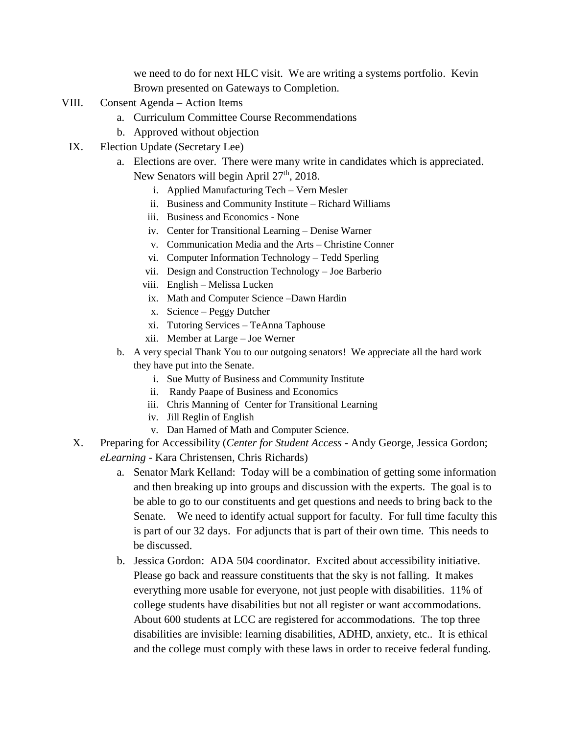we need to do for next HLC visit. We are writing a systems portfolio. Kevin Brown presented on Gateways to Completion.

VIII. Consent Agenda – Action Items
   a. Curriculum Committee Course Recommendations
   b. Approved without objection

IX. Election Update (Secretary Lee)
   a. Elections are over. There were many write in candidates which is appreciated. New Senators will begin April 27th, 2018.
      i. Applied Manufacturing Tech – Vern Mesler
      ii. Business and Community Institute – Richard Williams
      iii. Business and Economics - None
      iv. Center for Transitional Learning – Denise Warner
      v. Communication Media and the Arts – Christine Conner
      vi. Computer Information Technology – Tedd Sperling
      vii. Design and Construction Technology – Joe Barberio
      viii. English – Melissa Lucken
      ix. Math and Computer Science –Dawn Hardin
      x. Science – Peggy Dutcher
      xi. Tutoring Services – TeAnna Taphouse
      xii. Member at Large – Joe Werner
   b. A very special Thank You to our outgoing senators! We appreciate all the hard work they have put into the Senate.
      i. Sue Mutty of Business and Community Institute
      ii. Randy Paape of Business and Economics
      iii. Chris Manning of Center for Transitional Learning
      iv. Jill Reglin of English
      v. Dan Harned of Math and Computer Science.

X. Preparing for Accessibility (*Center for Student Access* - Andy George, Jessica Gordon; *eLearning* - Kara Christensen, Chris Richards)
   a. Senator Mark Kelland: Today will be a combination of getting some information and then breaking up into groups and discussion with the experts. The goal is to be able to go to our constituents and get questions and needs to bring back to the Senate. We need to identify actual support for faculty. For full time faculty this is part of our 32 days. For adjuncts that is part of their own time. This needs to be discussed.
   b. Jessica Gordon: ADA 504 coordinator. Excited about accessibility initiative. Please go back and reassure constituents that the sky is not falling. It makes everything more usable for everyone, not just people with disabilities. 11% of college students have disabilities but not all register or want accommodations. About 600 students at LCC are registered for accommodations. The top three disabilities are invisible: learning disabilities, ADHD, anxiety, etc.. It is ethical and the college must comply with these laws in order to receive federal funding.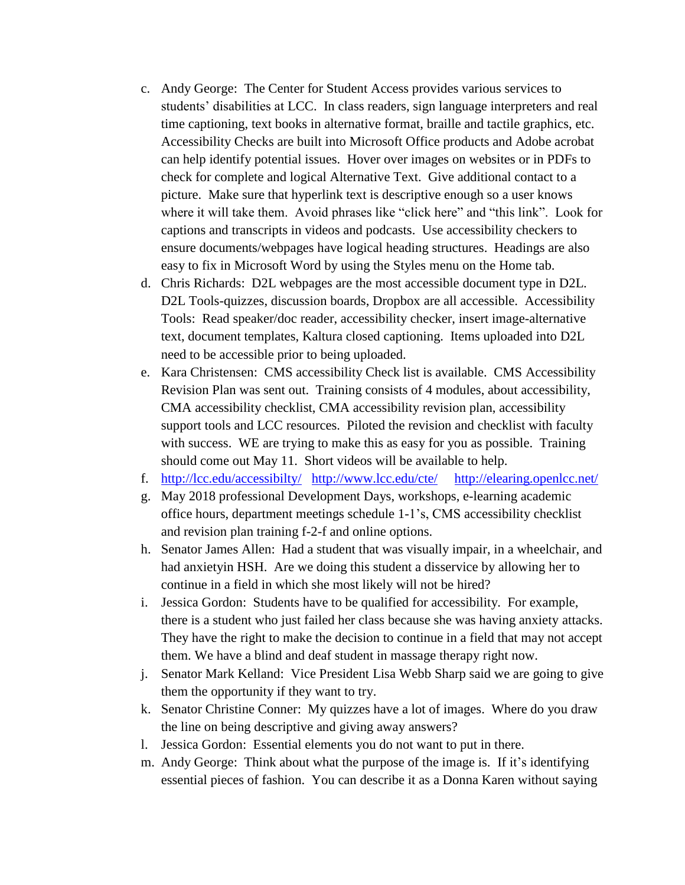c. Andy George: The Center for Student Access provides various services to students' disabilities at LCC. In class readers, sign language interpreters and real time captioning, text books in alternative format, braille and tactile graphics, etc. Accessibility Checks are built into Microsoft Office products and Adobe acrobat can help identify potential issues. Hover over images on websites or in PDFs to check for complete and logical Alternative Text. Give additional contact to a picture. Make sure that hyperlink text is descriptive enough so a user knows where it will take them. Avoid phrases like "click here" and "this link". Look for captions and transcripts in videos and podcasts. Use accessibility checkers to ensure documents/webpages have logical heading structures. Headings are also easy to fix in Microsoft Word by using the Styles menu on the Home tab.
d. Chris Richards: D2L webpages are the most accessible document type in D2L. D2L Tools-quizzes, discussion boards, Dropbox are all accessible. Accessibility Tools: Read speaker/doc reader, accessibility checker, insert image-alternative text, document templates, Kaltura closed captioning. Items uploaded into D2L need to be accessible prior to being uploaded.
e. Kara Christensen: CMS accessibility Check list is available. CMS Accessibility Revision Plan was sent out. Training consists of 4 modules, about accessibility, CMA accessibility checklist, CMA accessibility revision plan, accessibility support tools and LCC resources. Piloted the revision and checklist with faculty with success. WE are trying to make this as easy for you as possible. Training should come out May 11. Short videos will be available to help.
f. http://lcc.edu/accessibilty/ http://www.lcc.edu/cte/ http://elearing.openlcc.net/
g. May 2018 professional Development Days, workshops, e-learning academic office hours, department meetings schedule 1-1's, CMS accessibility checklist and revision plan training f-2-f and online options.
h. Senator James Allen: Had a student that was visually impair, in a wheelchair, and had anxietyin HSH. Are we doing this student a disservice by allowing her to continue in a field in which she most likely will not be hired?
i. Jessica Gordon: Students have to be qualified for accessibility. For example, there is a student who just failed her class because she was having anxiety attacks. They have the right to make the decision to continue in a field that may not accept them. We have a blind and deaf student in massage therapy right now.
j. Senator Mark Kelland: Vice President Lisa Webb Sharp said we are going to give them the opportunity if they want to try.
k. Senator Christine Conner: My quizzes have a lot of images. Where do you draw the line on being descriptive and giving away answers?
l. Jessica Gordon: Essential elements you do not want to put in there.
m. Andy George: Think about what the purpose of the image is. If it's identifying essential pieces of fashion. You can describe it as a Donna Karen without saying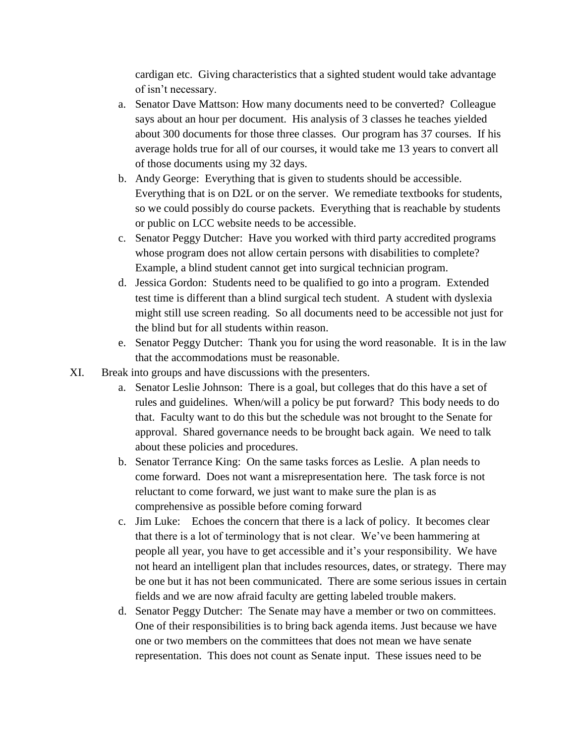cardigan etc. Giving characteristics that a sighted student would take advantage of isn't necessary.

a. Senator Dave Mattson: How many documents need to be converted? Colleague says about an hour per document. His analysis of 3 classes he teaches yielded about 300 documents for those three classes. Our program has 37 courses. If his average holds true for all of our courses, it would take me 13 years to convert all of those documents using my 32 days.
b. Andy George: Everything that is given to students should be accessible. Everything that is on D2L or on the server. We remediate textbooks for students, so we could possibly do course packets. Everything that is reachable by students or public on LCC website needs to be accessible.
c. Senator Peggy Dutcher: Have you worked with third party accredited programs whose program does not allow certain persons with disabilities to complete? Example, a blind student cannot get into surgical technician program.
d. Jessica Gordon: Students need to be qualified to go into a program. Extended test time is different than a blind surgical tech student. A student with dyslexia might still use screen reading. So all documents need to be accessible not just for the blind but for all students within reason.
e. Senator Peggy Dutcher: Thank you for using the word reasonable. It is in the law that the accommodations must be reasonable.

XI. Break into groups and have discussions with the presenters.

a. Senator Leslie Johnson: There is a goal, but colleges that do this have a set of rules and guidelines. When/will a policy be put forward? This body needs to do that. Faculty want to do this but the schedule was not brought to the Senate for approval. Shared governance needs to be brought back again. We need to talk about these policies and procedures.
b. Senator Terrance King: On the same tasks forces as Leslie. A plan needs to come forward. Does not want a misrepresentation here. The task force is not reluctant to come forward, we just want to make sure the plan is as comprehensive as possible before coming forward
c. Jim Luke: Echoes the concern that there is a lack of policy. It becomes clear that there is a lot of terminology that is not clear. We've been hammering at people all year, you have to get accessible and it's your responsibility. We have not heard an intelligent plan that includes resources, dates, or strategy. There may be one but it has not been communicated. There are some serious issues in certain fields and we are now afraid faculty are getting labeled trouble makers.
d. Senator Peggy Dutcher: The Senate may have a member or two on committees. One of their responsibilities is to bring back agenda items. Just because we have one or two members on the committees that does not mean we have senate representation. This does not count as Senate input. These issues need to be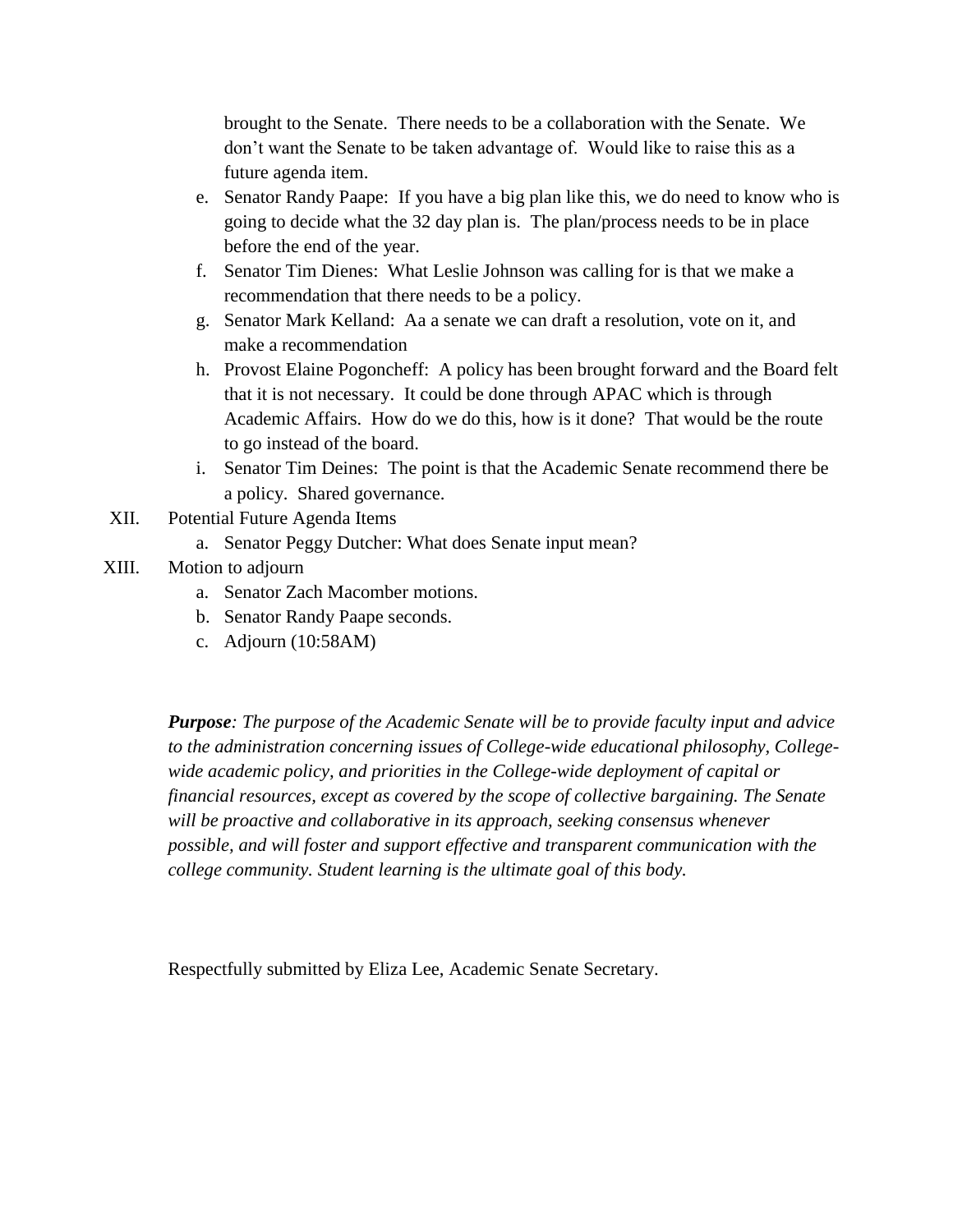brought to the Senate. There needs to be a collaboration with the Senate. We don't want the Senate to be taken advantage of. Would like to raise this as a future agenda item.

e. Senator Randy Paape: If you have a big plan like this, we do need to know who is going to decide what the 32 day plan is. The plan/process needs to be in place before the end of the year.
f. Senator Tim Dienes: What Leslie Johnson was calling for is that we make a recommendation that there needs to be a policy.
g. Senator Mark Kelland: Aa a senate we can draft a resolution, vote on it, and make a recommendation
h. Provost Elaine Pogoncheff: A policy has been brought forward and the Board felt that it is not necessary. It could be done through APAC which is through Academic Affairs. How do we do this, how is it done? That would be the route to go instead of the board.
i. Senator Tim Deines: The point is that the Academic Senate recommend there be a policy. Shared governance.

XII. Potential Future Agenda Items
   a. Senator Peggy Dutcher: What does Senate input mean?

XIII. Motion to adjourn
   a. Senator Zach Macomber motions.
   b. Senator Randy Paape seconds.
   c. Adjourn (10:58AM)

***Purpose****: The purpose of the Academic Senate will be to provide faculty input and advice to the administration concerning issues of College-wide educational philosophy, College-wide academic policy, and priorities in the College-wide deployment of capital or financial resources, except as covered by the scope of collective bargaining. The Senate will be proactive and collaborative in its approach, seeking consensus whenever possible, and will foster and support effective and transparent communication with the college community. Student learning is the ultimate goal of this body.*

Respectfully submitted by Eliza Lee, Academic Senate Secretary.